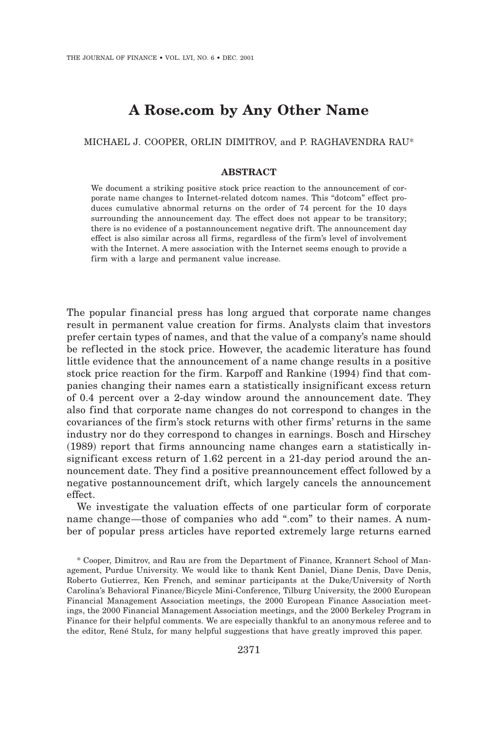# A Rose.com by Any Other Name

MICHAEL J. COOPER, ORLIN DIMITROV, and P. RAGHAVENDRA RAU*

## ABSTRACT

We document a striking positive stock price reaction to the announcement of corporate name changes to Internet-related dotcom names. This "dotcom" effect produces cumulative abnormal returns on the order of 74 percent for the 10 days surrounding the announcement day. The effect does not appear to be transitory; there is no evidence of a postannouncement negative drift. The announcement day effect is also similar across all firms, regardless of the firm's level of involvement with the Internet. A mere association with the Internet seems enough to provide a firm with a large and permanent value increase.

The popular financial press has long argued that corporate name changes result in permanent value creation for firms. Analysts claim that investors prefer certain types of names, and that the value of a company's name should be reflected in the stock price. However, the academic literature has found little evidence that the announcement of a name change results in a positive stock price reaction for the firm. Karpoff and Rankine (1994) find that companies changing their names earn a statistically insignificant excess return of 0.4 percent over a 2-day window around the announcement date. They also find that corporate name changes do not correspond to changes in the covariances of the firm's stock returns with other firms' returns in the same industry nor do they correspond to changes in earnings. Bosch and Hirschey (1989) report that firms announcing name changes earn a statistically insignificant excess return of 1.62 percent in a 21-day period around the announcement date. They find a positive preannouncement effect followed by a negative postannouncement drift, which largely cancels the announcement effect.

We investigate the valuation effects of one particular form of corporate name change—those of companies who add ".com" to their names. A number of popular press articles have reported extremely large returns earned

\* Cooper, Dimitrov, and Rau are from the Department of Finance, Krannert School of Management, Purdue University. We would like to thank Kent Daniel, Diane Denis, Dave Denis, Roberto Gutierrez, Ken French, and seminar participants at the Duke/University of North Carolina's Behavioral Finance/Bicycle Mini-Conference, Tilburg University, the 2000 European Financial Management Association meetings, the 2000 European Finance Association meetings, the 2000 Financial Management Association meetings, and the 2000 Berkeley Program in Finance for their helpful comments. We are especially thankful to an anonymous referee and to the editor, René Stulz, for many helpful suggestions that have greatly improved this paper.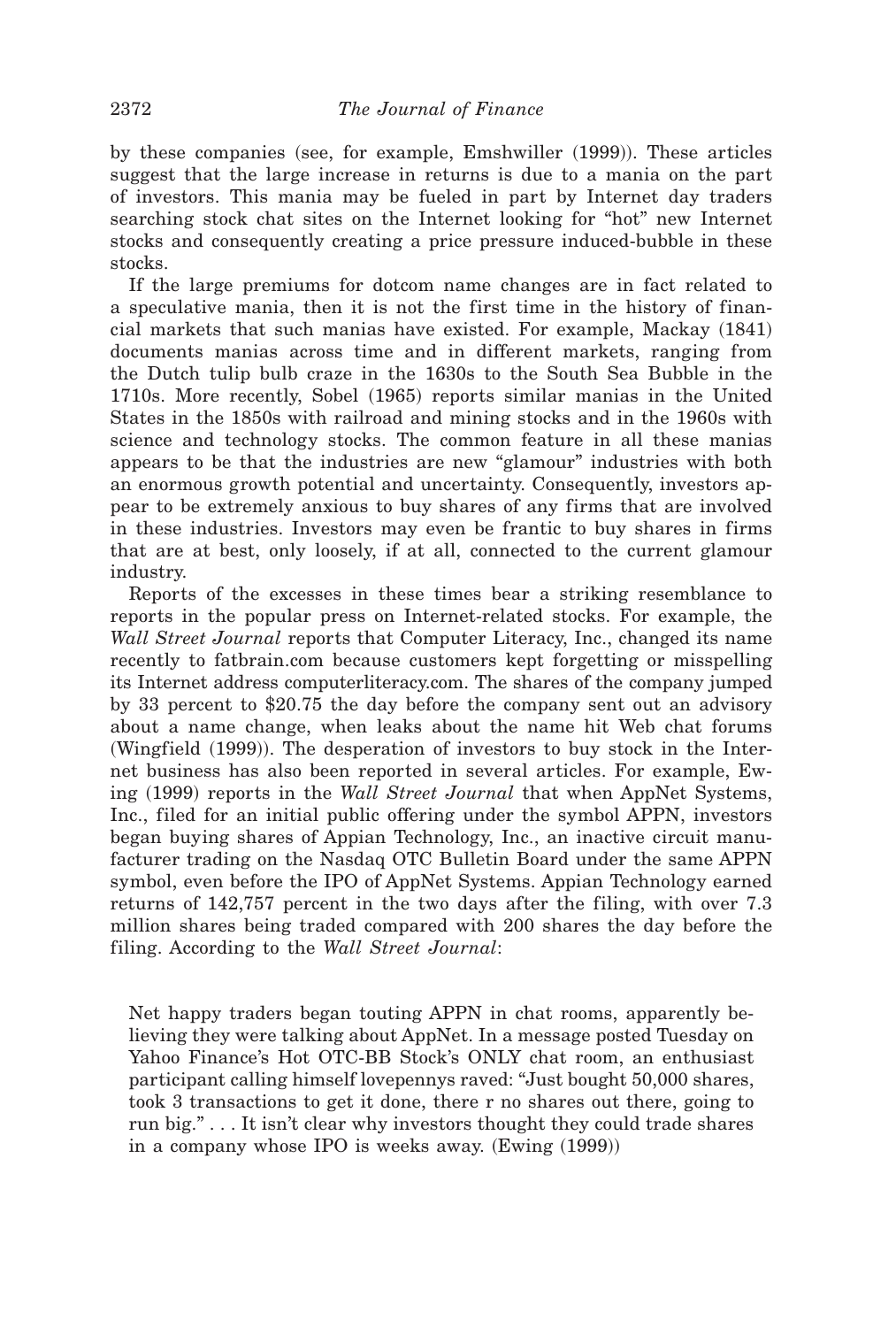by these companies (see, for example, Emshwiller (1999)). These articles suggest that the large increase in returns is due to a mania on the part of investors. This mania may be fueled in part by Internet day traders searching stock chat sites on the Internet looking for "hot" new Internet stocks and consequently creating a price pressure induced-bubble in these stocks.

If the large premiums for dotcom name changes are in fact related to a speculative mania, then it is not the first time in the history of financial markets that such manias have existed. For example, Mackay (1841) documents manias across time and in different markets, ranging from the Dutch tulip bulb craze in the 1630s to the South Sea Bubble in the 1710s. More recently, Sobel (1965) reports similar manias in the United States in the 1850s with railroad and mining stocks and in the 1960s with science and technology stocks. The common feature in all these manias appears to be that the industries are new "glamour" industries with both an enormous growth potential and uncertainty. Consequently, investors appear to be extremely anxious to buy shares of any firms that are involved in these industries. Investors may even be frantic to buy shares in firms that are at best, only loosely, if at all, connected to the current glamour industry.

Reports of the excesses in these times bear a striking resemblance to reports in the popular press on Internet-related stocks. For example, the *Wall Street Journal* reports that Computer Literacy, Inc., changed its name recently to fatbrain.com because customers kept forgetting or misspelling its Internet address computerliteracy.com. The shares of the company jumped by 33 percent to $20.75 the day before the company sent out an advisory about a name change, when leaks about the name hit Web chat forums (Wingfield (1999)). The desperation of investors to buy stock in the Internet business has also been reported in several articles. For example, Ewing (1999) reports in the *Wall Street Journal* that when AppNet Systems, Inc., filed for an initial public offering under the symbol APPN, investors began buying shares of Appian Technology, Inc., an inactive circuit manufacturer trading on the Nasdaq OTC Bulletin Board under the same APPN symbol, even before the IPO of AppNet Systems. Appian Technology earned returns of 142,757 percent in the two days after the filing, with over 7.3 million shares being traded compared with 200 shares the day before the filing. According to the *Wall Street Journal*:

> Net happy traders began touting APPN in chat rooms, apparently believing they were talking about AppNet. In a message posted Tuesday on Yahoo Finance's Hot OTC-BB Stock's ONLY chat room, an enthusiast participant calling himself lovepennys raved: "Just bought 50,000 shares, took 3 transactions to get it done, there r no shares out there, going to run big." . . . It isn't clear why investors thought they could trade shares in a company whose IPO is weeks away. (Ewing (1999))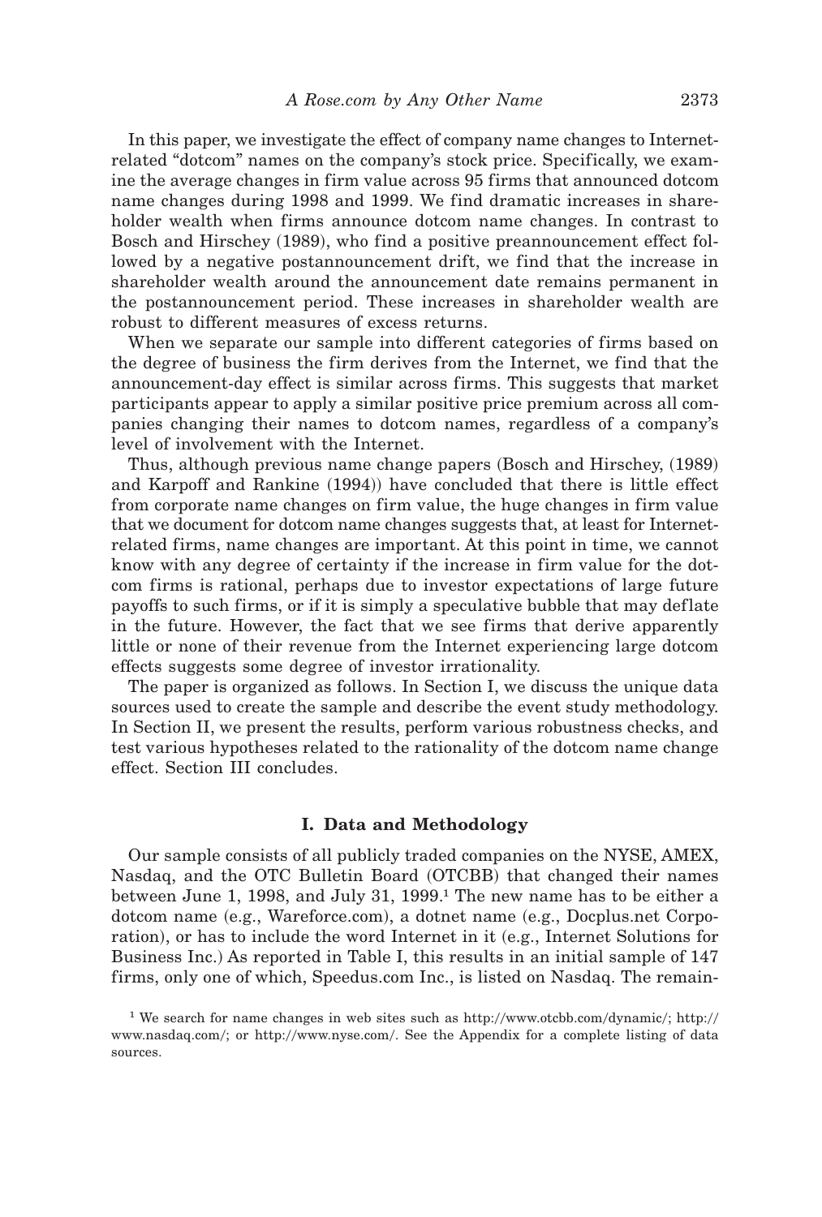In this paper, we investigate the effect of company name changes to Internet-related "dotcom" names on the company's stock price. Specifically, we examine the average changes in firm value across 95 firms that announced dotcom name changes during 1998 and 1999. We find dramatic increases in shareholder wealth when firms announce dotcom name changes. In contrast to Bosch and Hirschey (1989), who find a positive preannouncement effect followed by a negative postannouncement drift, we find that the increase in shareholder wealth around the announcement date remains permanent in the postannouncement period. These increases in shareholder wealth are robust to different measures of excess returns.

When we separate our sample into different categories of firms based on the degree of business the firm derives from the Internet, we find that the announcement-day effect is similar across firms. This suggests that market participants appear to apply a similar positive price premium across all companies changing their names to dotcom names, regardless of a company's level of involvement with the Internet.

Thus, although previous name change papers (Bosch and Hirschey, (1989) and Karpoff and Rankine (1994)) have concluded that there is little effect from corporate name changes on firm value, the huge changes in firm value that we document for dotcom name changes suggests that, at least for Internet-related firms, name changes are important. At this point in time, we cannot know with any degree of certainty if the increase in firm value for the dotcom firms is rational, perhaps due to investor expectations of large future payoffs to such firms, or if it is simply a speculative bubble that may deflate in the future. However, the fact that we see firms that derive apparently little or none of their revenue from the Internet experiencing large dotcom effects suggests some degree of investor irrationality.

The paper is organized as follows. In Section I, we discuss the unique data sources used to create the sample and describe the event study methodology. In Section II, we present the results, perform various robustness checks, and test various hypotheses related to the rationality of the dotcom name change effect. Section III concludes.

## I. Data and Methodology

Our sample consists of all publicly traded companies on the NYSE, AMEX, Nasdaq, and the OTC Bulletin Board (OTCBB) that changed their names between June 1, 1998, and July 31, 1999.[1] The new name has to be either a dotcom name (e.g., Wareforce.com), a dotnet name (e.g., Docplus.net Corporation), or has to include the word Internet in it (e.g., Internet Solutions for Business Inc.) As reported in Table I, this results in an initial sample of 147 firms, only one of which, Speedus.com Inc., is listed on Nasdaq. The remain-

[1] We search for name changes in web sites such as http://www.otcbb.com/dynamic/; http://www.nasdaq.com/; or http://www.nyse.com/. See the Appendix for a complete listing of data sources.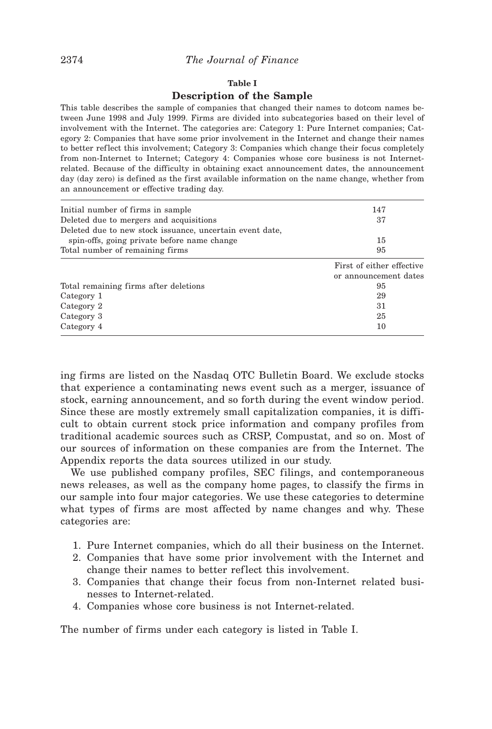**Table I**

**Description of the Sample**

This table describes the sample of companies that changed their names to dotcom names between June 1998 and July 1999. Firms are divided into subcategories based on their level of involvement with the Internet. The categories are: Category 1: Pure Internet companies; Category 2: Companies that have some prior involvement in the Internet and change their names to better reflect this involvement; Category 3: Companies which change their focus completely from non-Internet to Internet; Category 4: Companies whose core business is not Internet-related. Because of the difficulty in obtaining exact announcement dates, the announcement day (day zero) is defined as the first available information on the name change, whether from an announcement or effective trading day.

| | |
|---|---|
| Initial number of firms in sample | 147 |
| Deleted due to mergers and acquisitions | 37 |
| Deleted due to new stock issuance, uncertain event date, spin-offs, going private before name change | 15 |
| Total number of remaining firms | 95 |
| | First of either effective or announcement dates |
| Total remaining firms after deletions | 95 |
| Category 1 | 29 |
| Category 2 | 31 |
| Category 3 | 25 |
| Category 4 | 10 |

ing firms are listed on the Nasdaq OTC Bulletin Board. We exclude stocks that experience a contaminating news event such as a merger, issuance of stock, earning announcement, and so forth during the event window period. Since these are mostly extremely small capitalization companies, it is difficult to obtain current stock price information and company profiles from traditional academic sources such as CRSP, Compustat, and so on. Most of our sources of information on these companies are from the Internet. The Appendix reports the data sources utilized in our study.

We use published company profiles, SEC filings, and contemporaneous news releases, as well as the company home pages, to classify the firms in our sample into four major categories. We use these categories to determine what types of firms are most affected by name changes and why. These categories are:

1. Pure Internet companies, which do all their business on the Internet.
2. Companies that have some prior involvement with the Internet and change their names to better reflect this involvement.
3. Companies that change their focus from non-Internet related businesses to Internet-related.
4. Companies whose core business is not Internet-related.

The number of firms under each category is listed in Table I.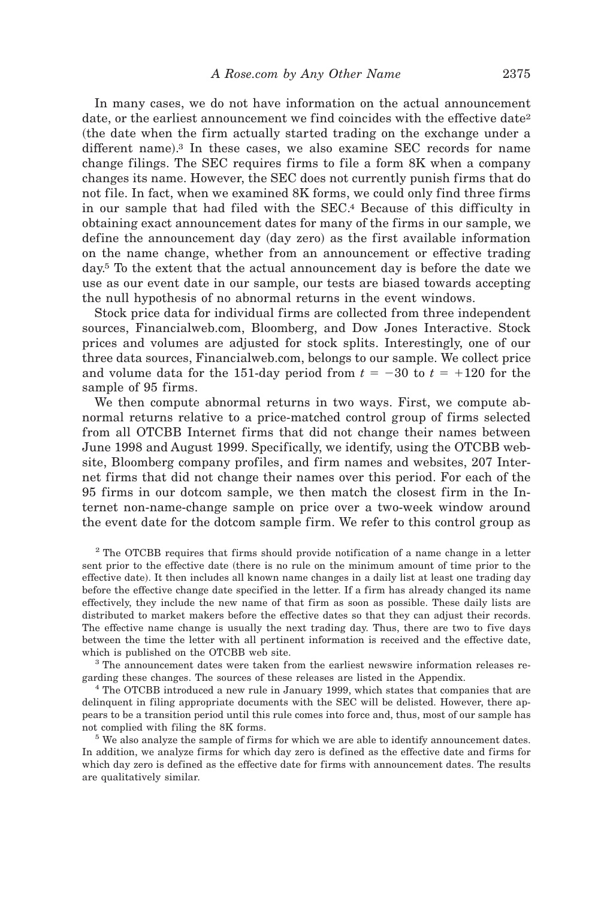In many cases, we do not have information on the actual announcement date, or the earliest announcement we find coincides with the effective date[2] (the date when the firm actually started trading on the exchange under a different name).[3] In these cases, we also examine SEC records for name change filings. The SEC requires firms to file a form 8K when a company changes its name. However, the SEC does not currently punish firms that do not file. In fact, when we examined 8K forms, we could only find three firms in our sample that had filed with the SEC.[4] Because of this difficulty in obtaining exact announcement dates for many of the firms in our sample, we define the announcement day (day zero) as the first available information on the name change, whether from an announcement or effective trading day.[5] To the extent that the actual announcement day is before the date we use as our event date in our sample, our tests are biased towards accepting the null hypothesis of no abnormal returns in the event windows.

Stock price data for individual firms are collected from three independent sources, Financialweb.com, Bloomberg, and Dow Jones Interactive. Stock prices and volumes are adjusted for stock splits. Interestingly, one of our three data sources, Financialweb.com, belongs to our sample. We collect price and volume data for the 151-day period from $t = -30$ to $t = +120$ for the sample of 95 firms.

We then compute abnormal returns in two ways. First, we compute abnormal returns relative to a price-matched control group of firms selected from all OTCBB Internet firms that did not change their names between June 1998 and August 1999. Specifically, we identify, using the OTCBB website, Bloomberg company profiles, and firm names and websites, 207 Internet firms that did not change their names over this period. For each of the 95 firms in our dotcom sample, we then match the closest firm in the Internet non-name-change sample on price over a two-week window around the event date for the dotcom sample firm. We refer to this control group as

[2] The OTCBB requires that firms should provide notification of a name change in a letter sent prior to the effective date (there is no rule on the minimum amount of time prior to the effective date). It then includes all known name changes in a daily list at least one trading day before the effective change date specified in the letter. If a firm has already changed its name effectively, they include the new name of that firm as soon as possible. These daily lists are distributed to market makers before the effective dates so that they can adjust their records. The effective name change is usually the next trading day. Thus, there are two to five days between the time the letter with all pertinent information is received and the effective date, which is published on the OTCBB web site.

[3] The announcement dates were taken from the earliest newswire information releases regarding these changes. The sources of these releases are listed in the Appendix.

[4] The OTCBB introduced a new rule in January 1999, which states that companies that are delinquent in filing appropriate documents with the SEC will be delisted. However, there appears to be a transition period until this rule comes into force and, thus, most of our sample has not complied with filing the 8K forms.

[5] We also analyze the sample of firms for which we are able to identify announcement dates. In addition, we analyze firms for which day zero is defined as the effective date and firms for which day zero is defined as the effective date for firms with announcement dates. The results are qualitatively similar.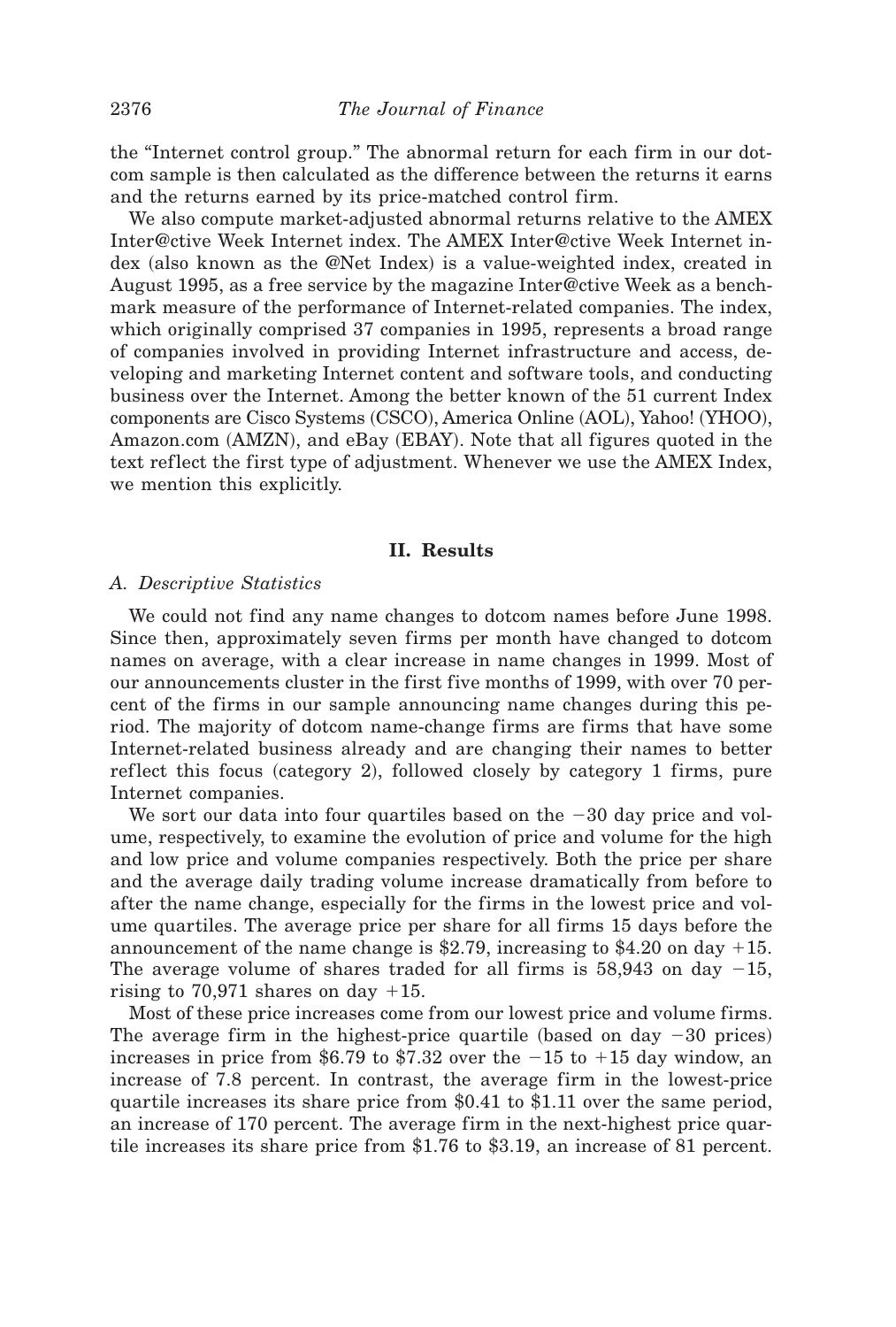the "Internet control group." The abnormal return for each firm in our dotcom sample is then calculated as the difference between the returns it earns and the returns earned by its price-matched control firm.

We also compute market-adjusted abnormal returns relative to the AMEX Inter@ctive Week Internet index. The AMEX Inter@ctive Week Internet index (also known as the @Net Index) is a value-weighted index, created in August 1995, as a free service by the magazine Inter@ctive Week as a benchmark measure of the performance of Internet-related companies. The index, which originally comprised 37 companies in 1995, represents a broad range of companies involved in providing Internet infrastructure and access, developing and marketing Internet content and software tools, and conducting business over the Internet. Among the better known of the 51 current Index components are Cisco Systems (CSCO), America Online (AOL), Yahoo! (YHOO), Amazon.com (AMZN), and eBay (EBAY). Note that all figures quoted in the text reflect the first type of adjustment. Whenever we use the AMEX Index, we mention this explicitly.

## II. Results

### A. Descriptive Statistics

We could not find any name changes to dotcom names before June 1998. Since then, approximately seven firms per month have changed to dotcom names on average, with a clear increase in name changes in 1999. Most of our announcements cluster in the first five months of 1999, with over 70 percent of the firms in our sample announcing name changes during this period. The majority of dotcom name-change firms are firms that have some Internet-related business already and are changing their names to better reflect this focus (category 2), followed closely by category 1 firms, pure Internet companies.

We sort our data into four quartiles based on the −30 day price and volume, respectively, to examine the evolution of price and volume for the high and low price and volume companies respectively. Both the price per share and the average daily trading volume increase dramatically from before to after the name change, especially for the firms in the lowest price and volume quartiles. The average price per share for all firms 15 days before the announcement of the name change is $2.79, increasing to $4.20 on day +15. The average volume of shares traded for all firms is 58,943 on day −15, rising to 70,971 shares on day +15.

Most of these price increases come from our lowest price and volume firms. The average firm in the highest-price quartile (based on day −30 prices) increases in price from $6.79 to $7.32 over the −15 to +15 day window, an increase of 7.8 percent. In contrast, the average firm in the lowest-price quartile increases its share price from $0.41 to $1.11 over the same period, an increase of 170 percent. The average firm in the next-highest price quartile increases its share price from $1.76 to $3.19, an increase of 81 percent.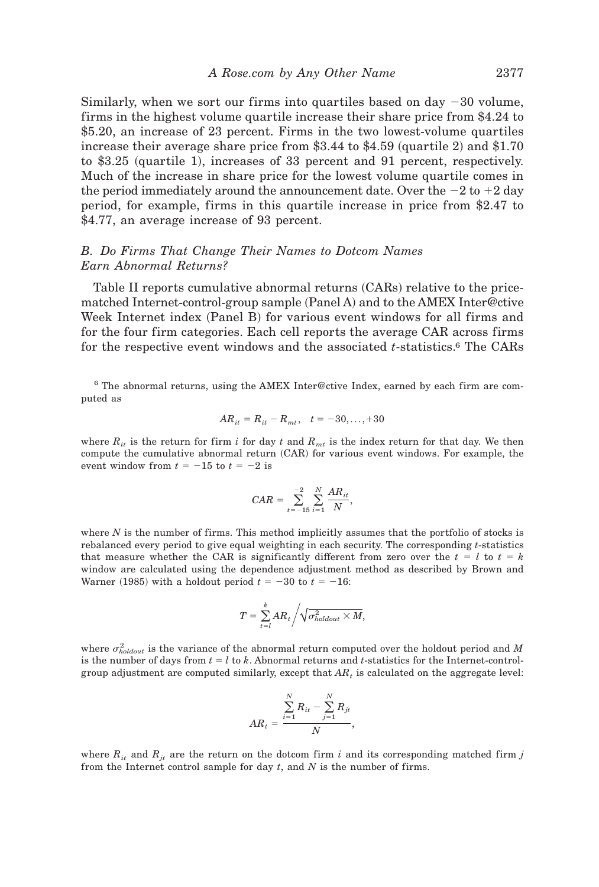Similarly, when we sort our firms into quartiles based on day −30 volume, firms in the highest volume quartile increase their share price from $4.24 to $5.20, an increase of 23 percent. Firms in the two lowest-volume quartiles increase their average share price from $3.44 to $4.59 (quartile 2) and $1.70 to $3.25 (quartile 1), increases of 33 percent and 91 percent, respectively. Much of the increase in share price for the lowest volume quartile comes in the period immediately around the announcement date. Over the −2 to +2 day period, for example, firms in this quartile increase in price from $2.47 to $4.77, an average increase of 93 percent.

### *B. Do Firms That Change Their Names to Dotcom Names Earn Abnormal Returns?*

Table II reports cumulative abnormal returns (CARs) relative to the price-matched Internet-control-group sample (Panel A) and to the AMEX Inter@ctive Week Internet index (Panel B) for various event windows for all firms and for the four firm categories. Each cell reports the average CAR across firms for the respective event windows and the associated *t*-statistics.[6] The CARs

---

[6] The abnormal returns, using the AMEX Inter@ctive Index, earned by each firm are computed as

$$AR_{it} = R_{it} - R_{mt}, \quad t = -30, \ldots, +30$$

where $R_{it}$ is the return for firm $i$ for day $t$ and $R_{mt}$ is the index return for that day. We then compute the cumulative abnormal return (CAR) for various event windows. For example, the event window from $t = -15$ to $t = -2$ is

$$CAR = \sum_{t=-15}^{-2} \sum_{i=1}^{N} \frac{AR_{it}}{N},$$

where $N$ is the number of firms. This method implicitly assumes that the portfolio of stocks is rebalanced every period to give equal weighting in each security. The corresponding *t*-statistics that measure whether the CAR is significantly different from zero over the $t = l$ to $t = k$ window are calculated using the dependence adjustment method as described by Brown and Warner (1985) with a holdout period $t = -30$ to $t = -16$:

$$T = \sum_{t=l}^{k} AR_t \Bigg/ \sqrt{\sigma^2_{holdout} \times M},$$

where $\sigma^2_{holdout}$ is the variance of the abnormal return computed over the holdout period and $M$ is the number of days from $t = l$ to $k$. Abnormal returns and *t*-statistics for the Internet-control-group adjustment are computed similarly, except that $AR_t$ is calculated on the aggregate level:

$$AR_t = \frac{\sum_{i=1}^{N} R_{it} - \sum_{j=1}^{N} R_{jt}}{N},$$

where $R_{it}$ and $R_{jt}$ are the return on the dotcom firm $i$ and its corresponding matched firm $j$ from the Internet control sample for day $t$, and $N$ is the number of firms.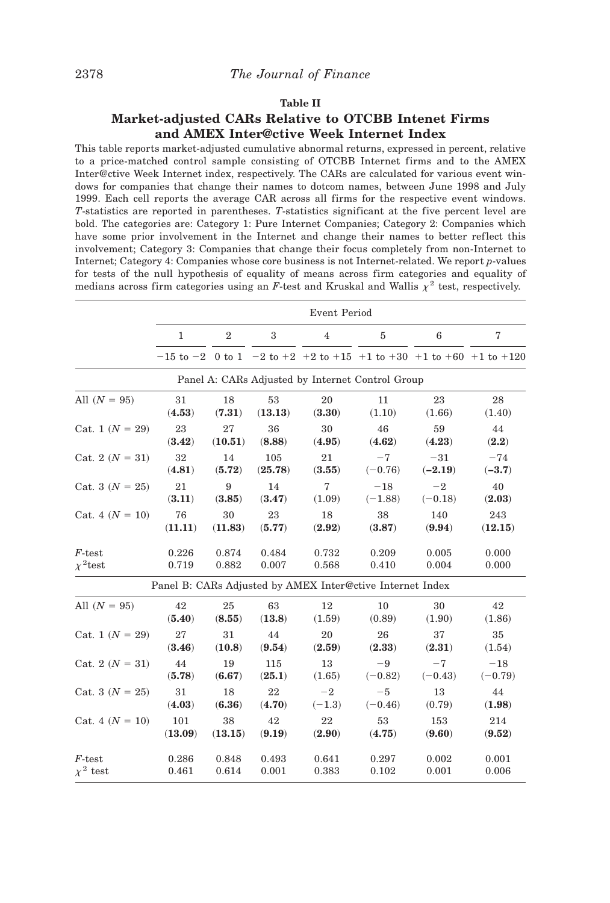**Table II**

**Market-adjusted CARs Relative to OTCBB Intenet Firms and AMEX Inter@ctive Week Internet Index**

This table reports market-adjusted cumulative abnormal returns, expressed in percent, relative to a price-matched control sample consisting of OTCBB Internet firms and to the AMEX Inter@ctive Week Internet index, respectively. The CARs are calculated for various event windows for companies that change their names to dotcom names, between June 1998 and July 1999. Each cell reports the average CAR across all firms for the respective event windows. *T*-statistics are reported in parentheses. *T*-statistics significant at the five percent level are bold. The categories are: Category 1: Pure Internet Companies; Category 2: Companies which have some prior involvement in the Internet and change their names to better reflect this involvement; Category 3: Companies that change their focus completely from non-Internet to Internet; Category 4: Companies whose core business is not Internet-related. We report *p*-values for tests of the null hypothesis of equality of means across firm categories and equality of medians across firm categories using an *F*-test and Kruskal and Wallis $\chi^2$ test, respectively.

| | Event Period | | | | | | |
|---|---|---|---|---|---|---|---|
| | 1 | 2 | 3 | 4 | 5 | 6 | 7 |
| | −15 to −2 | 0 to 1 | −2 to +2 | +2 to +15 | +1 to +30 | +1 to +60 | +1 to +120 |
| **Panel A: CARs Adjusted by Internet Control Group** | | | | | | | |
| All ($N$ = 95) | 31 | 18 | 53 | 20 | 11 | 23 | 28 |
| | (**4.53**) | (**7.31**) | (**13.13**) | (**3.30**) | (1.10) | (1.66) | (1.40) |
| Cat. 1 ($N$ = 29) | 23 | 27 | 36 | 30 | 46 | 59 | 44 |
| | (**3.42**) | (**10.51**) | (**8.88**) | (**4.95**) | (**4.62**) | (**4.23**) | (**2.2**) |
| Cat. 2 ($N$ = 31) | 32 | 14 | 105 | 21 | −7 | −31 | −74 |
| | (**4.81**) | (**5.72**) | (**25.78**) | (**3.55**) | (−0.76) | (**−2.19**) | (**−3.7**) |
| Cat. 3 ($N$ = 25) | 21 | 9 | 14 | 7 | −18 | −2 | 40 |
| | (**3.11**) | (**3.85**) | (**3.47**) | (1.09) | (−1.88) | (−0.18) | (**2.03**) |
| Cat. 4 ($N$ = 10) | 76 | 30 | 23 | 18 | 38 | 140 | 243 |
| | (**11.11**) | (**11.83**) | (**5.77**) | (**2.92**) | (**3.87**) | (**9.94**) | (**12.15**) |
| $F$-test | 0.226 | 0.874 | 0.484 | 0.732 | 0.209 | 0.005 | 0.000 |
| $\chi^2$test | 0.719 | 0.882 | 0.007 | 0.568 | 0.410 | 0.004 | 0.000 |
| **Panel B: CARs Adjusted by AMEX Inter@ctive Internet Index** | | | | | | | |
| All ($N$ = 95) | 42 | 25 | 63 | 12 | 10 | 30 | 42 |
| | (**5.40**) | (**8.55**) | (**13.8**) | (1.59) | (0.89) | (1.90) | (1.86) |
| Cat. 1 ($N$ = 29) | 27 | 31 | 44 | 20 | 26 | 37 | 35 |
| | (**3.46**) | (**10.8**) | (**9.54**) | (**2.59**) | (**2.33**) | (**2.31**) | (1.54) |
| Cat. 2 ($N$ = 31) | 44 | 19 | 115 | 13 | −9 | −7 | −18 |
| | (**5.78**) | (**6.67**) | (**25.1**) | (1.65) | (−0.82) | (−0.43) | (−0.79) |
| Cat. 3 ($N$ = 25) | 31 | 18 | 22 | −2 | −5 | 13 | 44 |
| | (**4.03**) | (**6.36**) | (**4.70**) | (−1.3) | (−0.46) | (0.79) | (**1.98**) |
| Cat. 4 ($N$ = 10) | 101 | 38 | 42 | 22 | 53 | 153 | 214 |
| | (**13.09**) | (**13.15**) | (**9.19**) | (**2.90**) | (**4.75**) | (**9.60**) | (**9.52**) |
| $F$-test | 0.286 | 0.848 | 0.493 | 0.641 | 0.297 | 0.002 | 0.001 |
| $\chi^2$ test | 0.461 | 0.614 | 0.001 | 0.383 | 0.102 | 0.001 | 0.006 |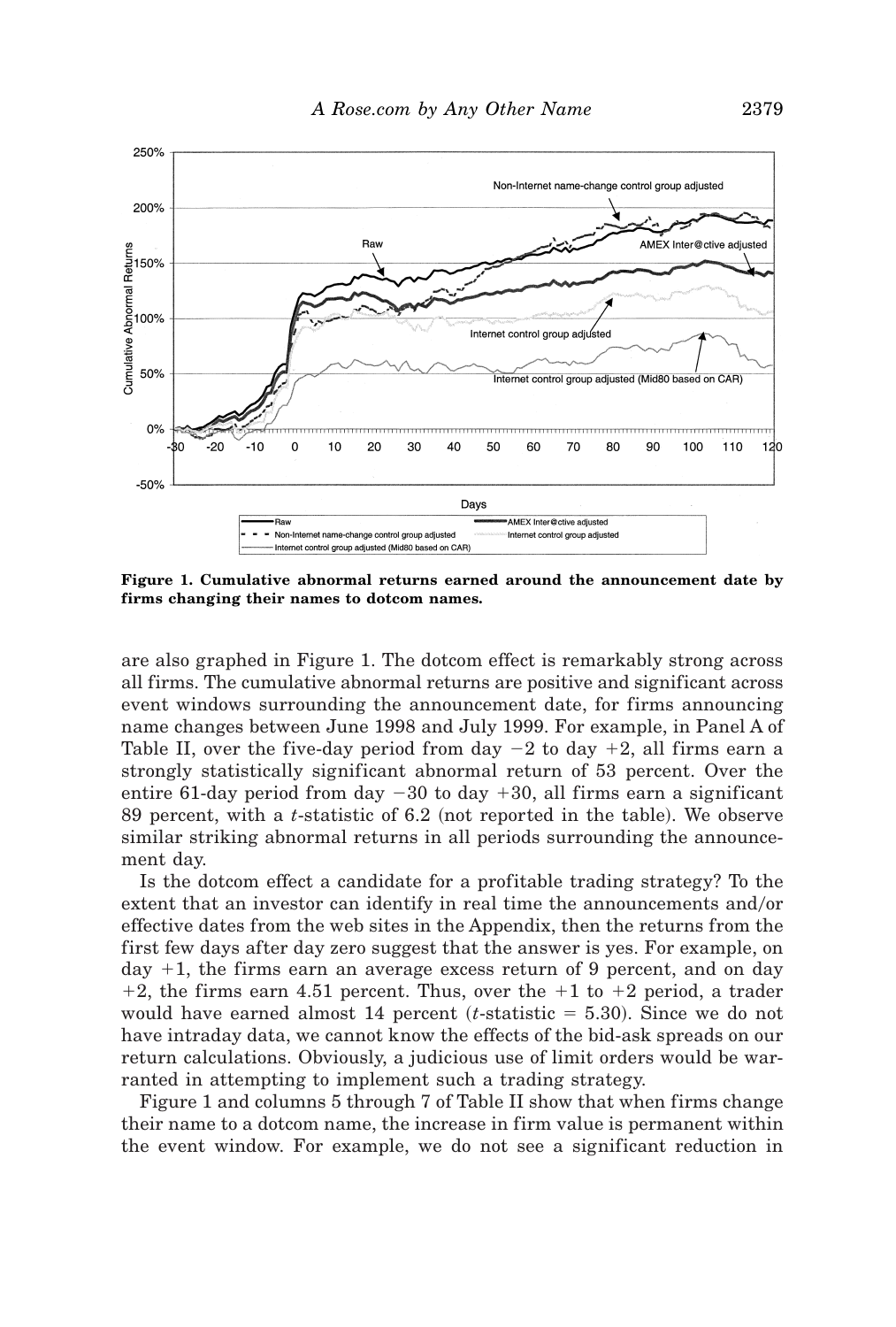**Figure 1. Cumulative abnormal returns earned around the announcement date by firms changing their names to dotcom names.**

are also graphed in Figure 1. The dotcom effect is remarkably strong across all firms. The cumulative abnormal returns are positive and significant across event windows surrounding the announcement date, for firms announcing name changes between June 1998 and July 1999. For example, in Panel A of Table II, over the five-day period from day −2 to day +2, all firms earn a strongly statistically significant abnormal return of 53 percent. Over the entire 61-day period from day −30 to day +30, all firms earn a significant 89 percent, with a *t*-statistic of 6.2 (not reported in the table). We observe similar striking abnormal returns in all periods surrounding the announcement day.

Is the dotcom effect a candidate for a profitable trading strategy? To the extent that an investor can identify in real time the announcements and/or effective dates from the web sites in the Appendix, then the returns from the first few days after day zero suggest that the answer is yes. For example, on day +1, the firms earn an average excess return of 9 percent, and on day +2, the firms earn 4.51 percent. Thus, over the +1 to +2 period, a trader would have earned almost 14 percent (*t*-statistic = 5.30). Since we do not have intraday data, we cannot know the effects of the bid-ask spreads on our return calculations. Obviously, a judicious use of limit orders would be warranted in attempting to implement such a trading strategy.

Figure 1 and columns 5 through 7 of Table II show that when firms change their name to a dotcom name, the increase in firm value is permanent within the event window. For example, we do not see a significant reduction in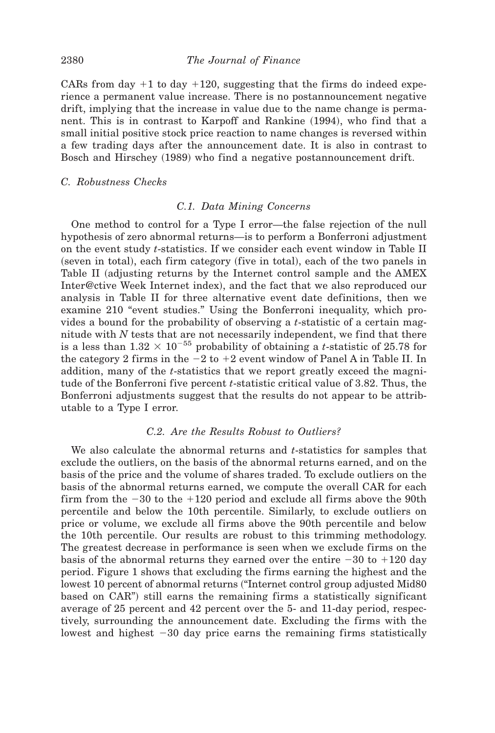CARs from day +1 to day +120, suggesting that the firms do indeed experience a permanent value increase. There is no postannouncement negative drift, implying that the increase in value due to the name change is permanent. This is in contrast to Karpoff and Rankine (1994), who find that a small initial positive stock price reaction to name changes is reversed within a few trading days after the announcement date. It is also in contrast to Bosch and Hirschey (1989) who find a negative postannouncement drift.

### *C. Robustness Checks*

#### *C.1. Data Mining Concerns*

One method to control for a Type I error—the false rejection of the null hypothesis of zero abnormal returns—is to perform a Bonferroni adjustment on the event study *t*-statistics. If we consider each event window in Table II (seven in total), each firm category (five in total), each of the two panels in Table II (adjusting returns by the Internet control sample and the AMEX Inter@ctive Week Internet index), and the fact that we also reproduced our analysis in Table II for three alternative event date definitions, then we examine 210 "event studies." Using the Bonferroni inequality, which provides a bound for the probability of observing a *t*-statistic of a certain magnitude with $N$ tests that are not necessarily independent, we find that there is a less than $1.32 \times 10^{-55}$ probability of obtaining a *t*-statistic of 25.78 for the category 2 firms in the −2 to +2 event window of Panel A in Table II. In addition, many of the *t*-statistics that we report greatly exceed the magnitude of the Bonferroni five percent *t*-statistic critical value of 3.82. Thus, the Bonferroni adjustments suggest that the results do not appear to be attributable to a Type I error.

#### *C.2. Are the Results Robust to Outliers?*

We also calculate the abnormal returns and *t*-statistics for samples that exclude the outliers, on the basis of the abnormal returns earned, and on the basis of the price and the volume of shares traded. To exclude outliers on the basis of the abnormal returns earned, we compute the overall CAR for each firm from the −30 to the +120 period and exclude all firms above the 90th percentile and below the 10th percentile. Similarly, to exclude outliers on price or volume, we exclude all firms above the 90th percentile and below the 10th percentile. Our results are robust to this trimming methodology. The greatest decrease in performance is seen when we exclude firms on the basis of the abnormal returns they earned over the entire −30 to +120 day period. Figure 1 shows that excluding the firms earning the highest and the lowest 10 percent of abnormal returns ("Internet control group adjusted Mid80 based on CAR") still earns the remaining firms a statistically significant average of 25 percent and 42 percent over the 5- and 11-day period, respectively, surrounding the announcement date. Excluding the firms with the lowest and highest −30 day price earns the remaining firms statistically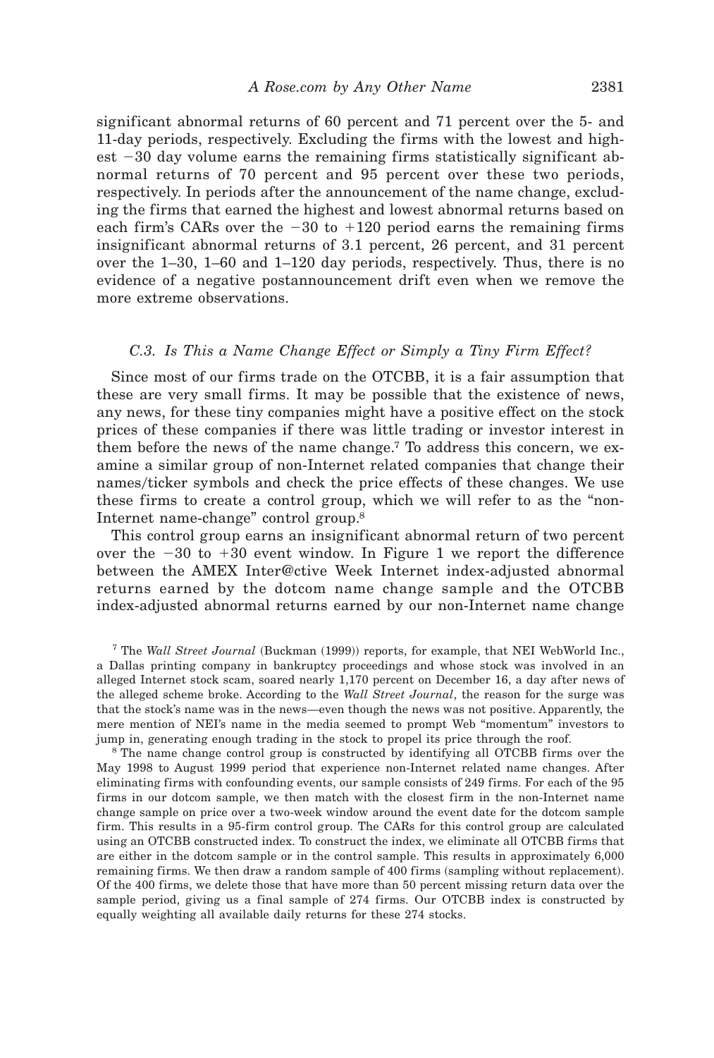significant abnormal returns of 60 percent and 71 percent over the 5- and 11-day periods, respectively. Excluding the firms with the lowest and highest −30 day volume earns the remaining firms statistically significant abnormal returns of 70 percent and 95 percent over these two periods, respectively. In periods after the announcement of the name change, excluding the firms that earned the highest and lowest abnormal returns based on each firm's CARs over the −30 to +120 period earns the remaining firms insignificant abnormal returns of 3.1 percent, 26 percent, and 31 percent over the 1–30, 1–60 and 1–120 day periods, respectively. Thus, there is no evidence of a negative postannouncement drift even when we remove the more extreme observations.

### *C.3. Is This a Name Change Effect or Simply a Tiny Firm Effect?*

Since most of our firms trade on the OTCBB, it is a fair assumption that these are very small firms. It may be possible that the existence of news, any news, for these tiny companies might have a positive effect on the stock prices of these companies if there was little trading or investor interest in them before the news of the name change.[7] To address this concern, we examine a similar group of non-Internet related companies that change their names/ticker symbols and check the price effects of these changes. We use these firms to create a control group, which we will refer to as the "non-Internet name-change" control group.[8]

This control group earns an insignificant abnormal return of two percent over the −30 to +30 event window. In Figure 1 we report the difference between the AMEX Inter@ctive Week Internet index-adjusted abnormal returns earned by the dotcom name change sample and the OTCBB index-adjusted abnormal returns earned by our non-Internet name change

[7] The *Wall Street Journal* (Buckman (1999)) reports, for example, that NEI WebWorld Inc., a Dallas printing company in bankruptcy proceedings and whose stock was involved in an alleged Internet stock scam, soared nearly 1,170 percent on December 16, a day after news of the alleged scheme broke. According to the *Wall Street Journal*, the reason for the surge was that the stock's name was in the news—even though the news was not positive. Apparently, the mere mention of NEI's name in the media seemed to prompt Web "momentum" investors to jump in, generating enough trading in the stock to propel its price through the roof.

[8] The name change control group is constructed by identifying all OTCBB firms over the May 1998 to August 1999 period that experience non-Internet related name changes. After eliminating firms with confounding events, our sample consists of 249 firms. For each of the 95 firms in our dotcom sample, we then match with the closest firm in the non-Internet name change sample on price over a two-week window around the event date for the dotcom sample firm. This results in a 95-firm control group. The CARs for this control group are calculated using an OTCBB constructed index. To construct the index, we eliminate all OTCBB firms that are either in the dotcom sample or in the control sample. This results in approximately 6,000 remaining firms. We then draw a random sample of 400 firms (sampling without replacement). Of the 400 firms, we delete those that have more than 50 percent missing return data over the sample period, giving us a final sample of 274 firms. Our OTCBB index is constructed by equally weighting all available daily returns for these 274 stocks.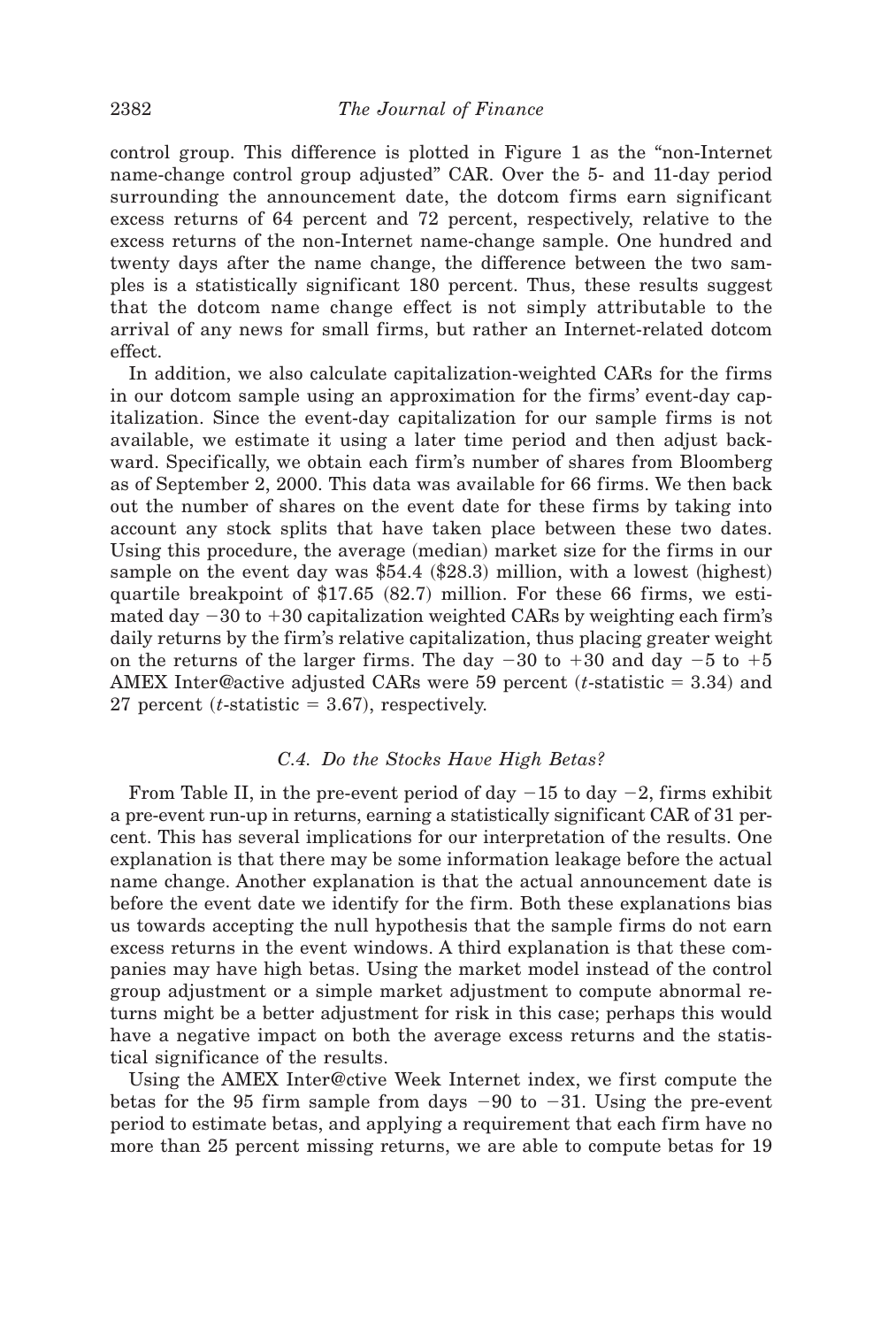control group. This difference is plotted in Figure 1 as the "non-Internet name-change control group adjusted" CAR. Over the 5- and 11-day period surrounding the announcement date, the dotcom firms earn significant excess returns of 64 percent and 72 percent, respectively, relative to the excess returns of the non-Internet name-change sample. One hundred and twenty days after the name change, the difference between the two samples is a statistically significant 180 percent. Thus, these results suggest that the dotcom name change effect is not simply attributable to the arrival of any news for small firms, but rather an Internet-related dotcom effect.

In addition, we also calculate capitalization-weighted CARs for the firms in our dotcom sample using an approximation for the firms' event-day capitalization. Since the event-day capitalization for our sample firms is not available, we estimate it using a later time period and then adjust backward. Specifically, we obtain each firm's number of shares from Bloomberg as of September 2, 2000. This data was available for 66 firms. We then back out the number of shares on the event date for these firms by taking into account any stock splits that have taken place between these two dates. Using this procedure, the average (median) market size for the firms in our sample on the event day was \$54.4 (\$28.3) million, with a lowest (highest) quartile breakpoint of \$17.65 (82.7) million. For these 66 firms, we estimated day −30 to +30 capitalization weighted CARs by weighting each firm's daily returns by the firm's relative capitalization, thus placing greater weight on the returns of the larger firms. The day −30 to +30 and day −5 to +5 AMEX Inter@active adjusted CARs were 59 percent ($t$-statistic = 3.34) and 27 percent ($t$-statistic = 3.67), respectively.

### *C.4. Do the Stocks Have High Betas?*

From Table II, in the pre-event period of day −15 to day −2, firms exhibit a pre-event run-up in returns, earning a statistically significant CAR of 31 percent. This has several implications for our interpretation of the results. One explanation is that there may be some information leakage before the actual name change. Another explanation is that the actual announcement date is before the event date we identify for the firm. Both these explanations bias us towards accepting the null hypothesis that the sample firms do not earn excess returns in the event windows. A third explanation is that these companies may have high betas. Using the market model instead of the control group adjustment or a simple market adjustment to compute abnormal returns might be a better adjustment for risk in this case; perhaps this would have a negative impact on both the average excess returns and the statistical significance of the results.

Using the AMEX Inter@ctive Week Internet index, we first compute the betas for the 95 firm sample from days −90 to −31. Using the pre-event period to estimate betas, and applying a requirement that each firm have no more than 25 percent missing returns, we are able to compute betas for 19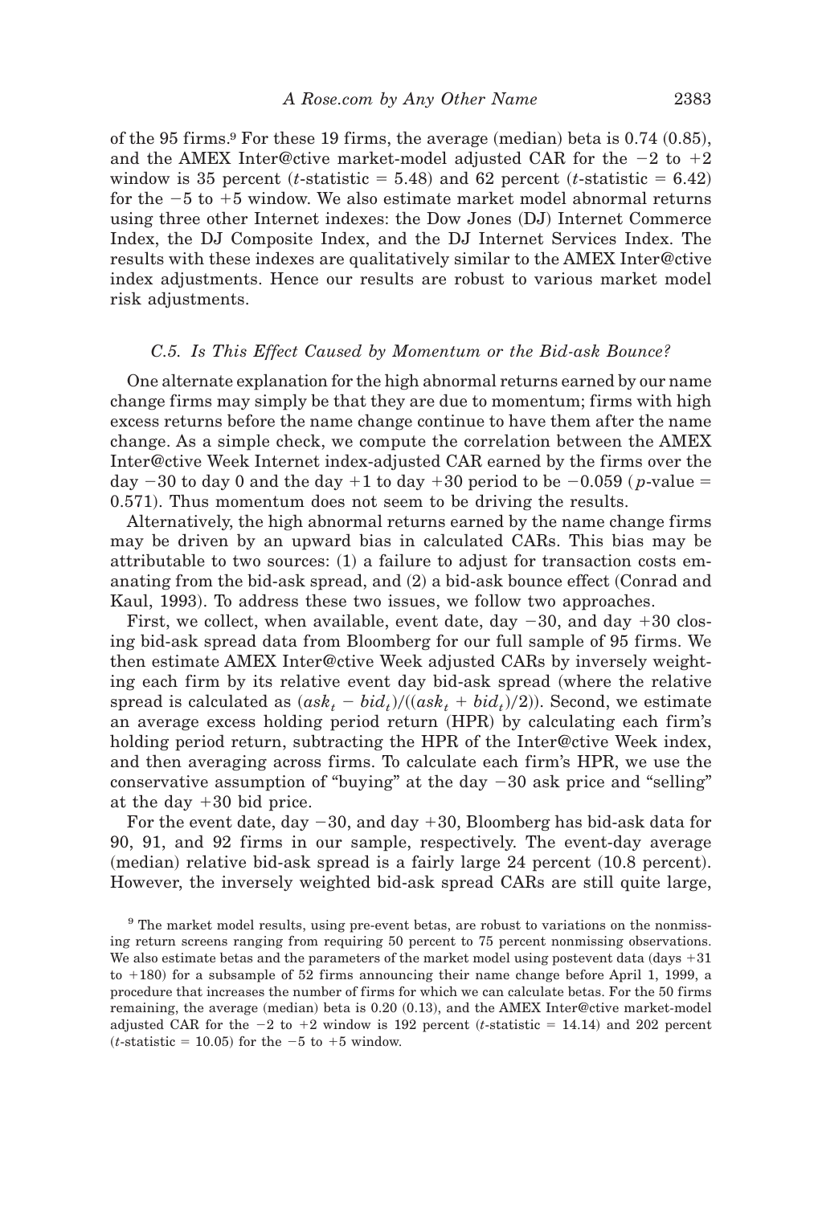of the 95 firms.[9] For these 19 firms, the average (median) beta is 0.74 (0.85), and the AMEX Inter@ctive market-model adjusted CAR for the −2 to +2 window is 35 percent ($t$-statistic = 5.48) and 62 percent ($t$-statistic = 6.42) for the −5 to +5 window. We also estimate market model abnormal returns using three other Internet indexes: the Dow Jones (DJ) Internet Commerce Index, the DJ Composite Index, and the DJ Internet Services Index. The results with these indexes are qualitatively similar to the AMEX Inter@ctive index adjustments. Hence our results are robust to various market model risk adjustments.

### *C.5. Is This Effect Caused by Momentum or the Bid-ask Bounce?*

One alternate explanation for the high abnormal returns earned by our name change firms may simply be that they are due to momentum; firms with high excess returns before the name change continue to have them after the name change. As a simple check, we compute the correlation between the AMEX Inter@ctive Week Internet index-adjusted CAR earned by the firms over the day −30 to day 0 and the day +1 to day +30 period to be −0.059 ($p$-value = 0.571). Thus momentum does not seem to be driving the results.

Alternatively, the high abnormal returns earned by the name change firms may be driven by an upward bias in calculated CARs. This bias may be attributable to two sources: (1) a failure to adjust for transaction costs emanating from the bid-ask spread, and (2) a bid-ask bounce effect (Conrad and Kaul, 1993). To address these two issues, we follow two approaches.

First, we collect, when available, event date, day −30, and day +30 closing bid-ask spread data from Bloomberg for our full sample of 95 firms. We then estimate AMEX Inter@ctive Week adjusted CARs by inversely weighting each firm by its relative event day bid-ask spread (where the relative spread is calculated as $(ask_t - bid_t)/((ask_t + bid_t)/2)$). Second, we estimate an average excess holding period return (HPR) by calculating each firm's holding period return, subtracting the HPR of the Inter@ctive Week index, and then averaging across firms. To calculate each firm's HPR, we use the conservative assumption of "buying" at the day −30 ask price and "selling" at the day +30 bid price.

For the event date, day −30, and day +30, Bloomberg has bid-ask data for 90, 91, and 92 firms in our sample, respectively. The event-day average (median) relative bid-ask spread is a fairly large 24 percent (10.8 percent). However, the inversely weighted bid-ask spread CARs are still quite large,

[9] The market model results, using pre-event betas, are robust to variations on the nonmissing return screens ranging from requiring 50 percent to 75 percent nonmissing observations. We also estimate betas and the parameters of the market model using postevent data (days +31 to +180) for a subsample of 52 firms announcing their name change before April 1, 1999, a procedure that increases the number of firms for which we can calculate betas. For the 50 firms remaining, the average (median) beta is 0.20 (0.13), and the AMEX Inter@ctive market-model adjusted CAR for the −2 to +2 window is 192 percent ($t$-statistic = 14.14) and 202 percent ($t$-statistic = 10.05) for the −5 to +5 window.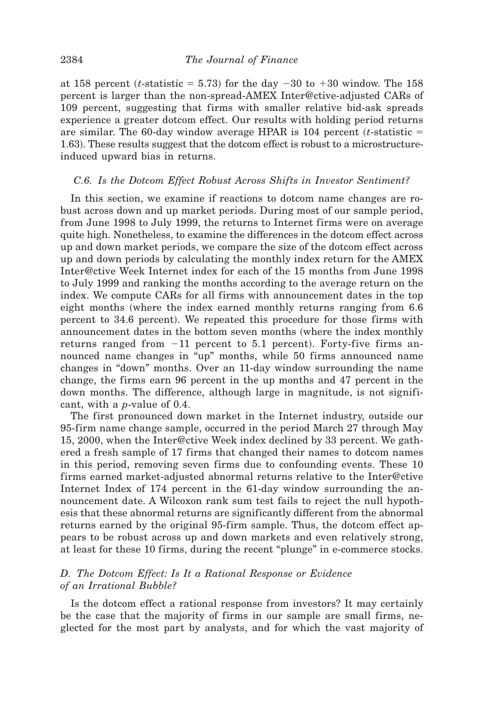at 158 percent ($t$-statistic = 5.73) for the day −30 to +30 window. The 158 percent is larger than the non-spread-AMEX Inter@ctive-adjusted CARs of 109 percent, suggesting that firms with smaller relative bid-ask spreads experience a greater dotcom effect. Our results with holding period returns are similar. The 60-day window average HPAR is 104 percent ($t$-statistic = 1.63). These results suggest that the dotcom effect is robust to a microstructure-induced upward bias in returns.

### *C.6. Is the Dotcom Effect Robust Across Shifts in Investor Sentiment?*

In this section, we examine if reactions to dotcom name changes are robust across down and up market periods. During most of our sample period, from June 1998 to July 1999, the returns to Internet firms were on average quite high. Nonetheless, to examine the differences in the dotcom effect across up and down market periods, we compare the size of the dotcom effect across up and down periods by calculating the monthly index return for the AMEX Inter@ctive Week Internet index for each of the 15 months from June 1998 to July 1999 and ranking the months according to the average return on the index. We compute CARs for all firms with announcement dates in the top eight months (where the index earned monthly returns ranging from 6.6 percent to 34.6 percent). We repeated this procedure for those firms with announcement dates in the bottom seven months (where the index monthly returns ranged from −11 percent to 5.1 percent). Forty-five firms announced name changes in "up" months, while 50 firms announced name changes in "down" months. Over an 11-day window surrounding the name change, the firms earn 96 percent in the up months and 47 percent in the down months. The difference, although large in magnitude, is not significant, with a $p$-value of 0.4.

The first pronounced down market in the Internet industry, outside our 95-firm name change sample, occurred in the period March 27 through May 15, 2000, when the Inter@ctive Week index declined by 33 percent. We gathered a fresh sample of 17 firms that changed their names to dotcom names in this period, removing seven firms due to confounding events. These 10 firms earned market-adjusted abnormal returns relative to the Inter@ctive Internet Index of 174 percent in the 61-day window surrounding the announcement date. A Wilcoxon rank sum test fails to reject the null hypothesis that these abnormal returns are significantly different from the abnormal returns earned by the original 95-firm sample. Thus, the dotcom effect appears to be robust across up and down markets and even relatively strong, at least for these 10 firms, during the recent "plunge" in e-commerce stocks.

## *D. The Dotcom Effect: Is It a Rational Response or Evidence of an Irrational Bubble?*

Is the dotcom effect a rational response from investors? It may certainly be the case that the majority of firms in our sample are small firms, neglected for the most part by analysts, and for which the vast majority of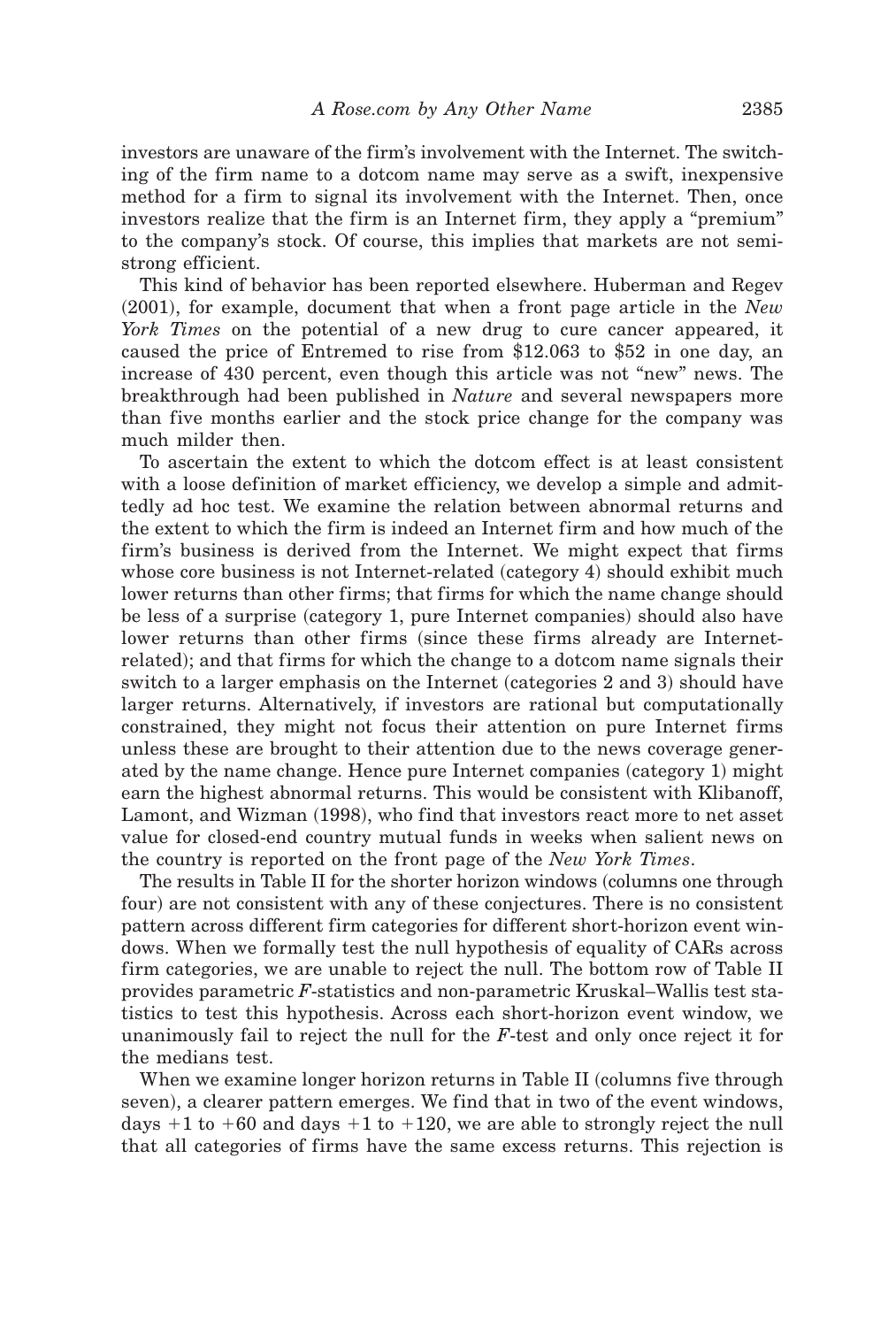investors are unaware of the firm's involvement with the Internet. The switching of the firm name to a dotcom name may serve as a swift, inexpensive method for a firm to signal its involvement with the Internet. Then, once investors realize that the firm is an Internet firm, they apply a "premium" to the company's stock. Of course, this implies that markets are not semi-strong efficient.

This kind of behavior has been reported elsewhere. Huberman and Regev (2001), for example, document that when a front page article in the *New York Times* on the potential of a new drug to cure cancer appeared, it caused the price of Entremed to rise from \$12.063 to \$52 in one day, an increase of 430 percent, even though this article was not "new" news. The breakthrough had been published in *Nature* and several newspapers more than five months earlier and the stock price change for the company was much milder then.

To ascertain the extent to which the dotcom effect is at least consistent with a loose definition of market efficiency, we develop a simple and admittedly ad hoc test. We examine the relation between abnormal returns and the extent to which the firm is indeed an Internet firm and how much of the firm's business is derived from the Internet. We might expect that firms whose core business is not Internet-related (category 4) should exhibit much lower returns than other firms; that firms for which the name change should be less of a surprise (category 1, pure Internet companies) should also have lower returns than other firms (since these firms already are Internet-related); and that firms for which the change to a dotcom name signals their switch to a larger emphasis on the Internet (categories 2 and 3) should have larger returns. Alternatively, if investors are rational but computationally constrained, they might not focus their attention on pure Internet firms unless these are brought to their attention due to the news coverage generated by the name change. Hence pure Internet companies (category 1) might earn the highest abnormal returns. This would be consistent with Klibanoff, Lamont, and Wizman (1998), who find that investors react more to net asset value for closed-end country mutual funds in weeks when salient news on the country is reported on the front page of the *New York Times*.

The results in Table II for the shorter horizon windows (columns one through four) are not consistent with any of these conjectures. There is no consistent pattern across different firm categories for different short-horizon event windows. When we formally test the null hypothesis of equality of CARs across firm categories, we are unable to reject the null. The bottom row of Table II provides parametric $F$-statistics and non-parametric Kruskal–Wallis test statistics to test this hypothesis. Across each short-horizon event window, we unanimously fail to reject the null for the $F$-test and only once reject it for the medians test.

When we examine longer horizon returns in Table II (columns five through seven), a clearer pattern emerges. We find that in two of the event windows, days $+1$ to $+60$ and days $+1$ to $+120$, we are able to strongly reject the null that all categories of firms have the same excess returns. This rejection is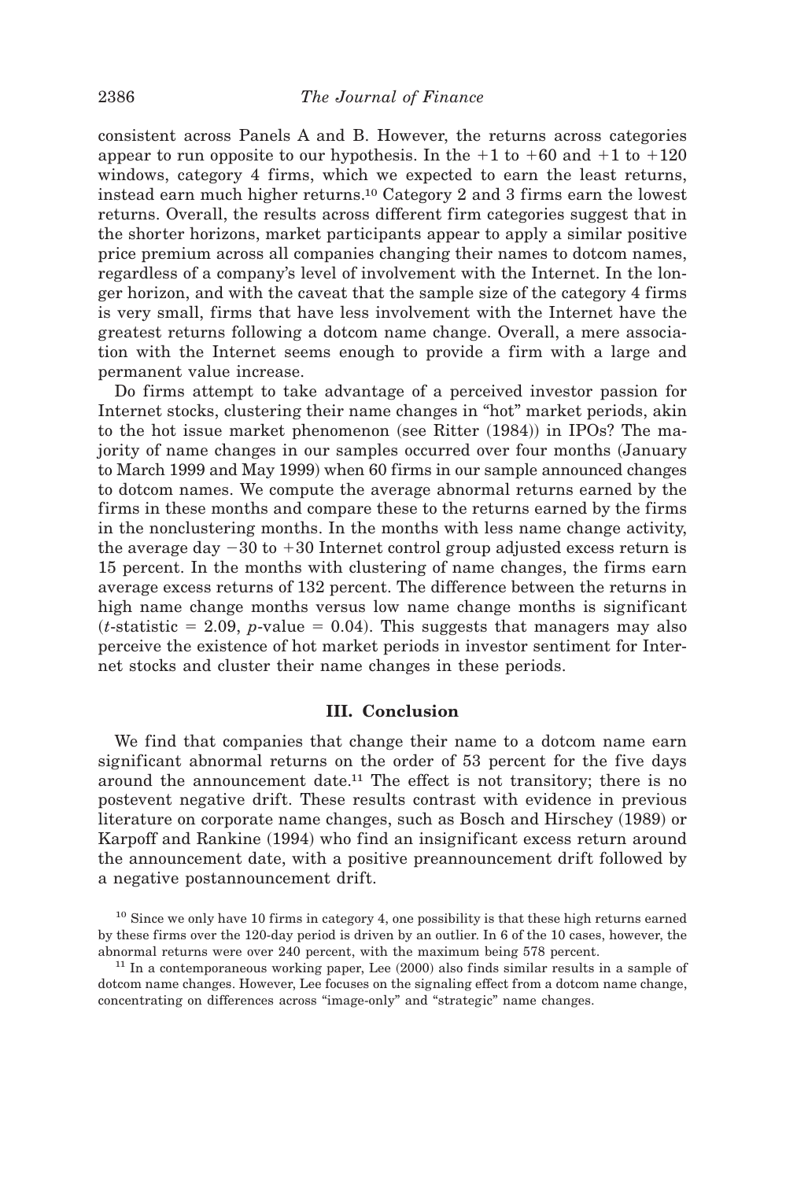consistent across Panels A and B. However, the returns across categories appear to run opposite to our hypothesis. In the +1 to +60 and +1 to +120 windows, category 4 firms, which we expected to earn the least returns, instead earn much higher returns.[10] Category 2 and 3 firms earn the lowest returns. Overall, the results across different firm categories suggest that in the shorter horizons, market participants appear to apply a similar positive price premium across all companies changing their names to dotcom names, regardless of a company's level of involvement with the Internet. In the longer horizon, and with the caveat that the sample size of the category 4 firms is very small, firms that have less involvement with the Internet have the greatest returns following a dotcom name change. Overall, a mere association with the Internet seems enough to provide a firm with a large and permanent value increase.

Do firms attempt to take advantage of a perceived investor passion for Internet stocks, clustering their name changes in "hot" market periods, akin to the hot issue market phenomenon (see Ritter (1984)) in IPOs? The majority of name changes in our samples occurred over four months (January to March 1999 and May 1999) when 60 firms in our sample announced changes to dotcom names. We compute the average abnormal returns earned by the firms in these months and compare these to the returns earned by the firms in the nonclustering months. In the months with less name change activity, the average day −30 to +30 Internet control group adjusted excess return is 15 percent. In the months with clustering of name changes, the firms earn average excess returns of 132 percent. The difference between the returns in high name change months versus low name change months is significant ($t$-statistic = 2.09, $p$-value = 0.04). This suggests that managers may also perceive the existence of hot market periods in investor sentiment for Internet stocks and cluster their name changes in these periods.

## III. Conclusion

We find that companies that change their name to a dotcom name earn significant abnormal returns on the order of 53 percent for the five days around the announcement date.[11] The effect is not transitory; there is no postevent negative drift. These results contrast with evidence in previous literature on corporate name changes, such as Bosch and Hirschey (1989) or Karpoff and Rankine (1994) who find an insignificant excess return around the announcement date, with a positive preannouncement drift followed by a negative postannouncement drift.

[10] Since we only have 10 firms in category 4, one possibility is that these high returns earned by these firms over the 120-day period is driven by an outlier. In 6 of the 10 cases, however, the abnormal returns were over 240 percent, with the maximum being 578 percent.

[11] In a contemporaneous working paper, Lee (2000) also finds similar results in a sample of dotcom name changes. However, Lee focuses on the signaling effect from a dotcom name change, concentrating on differences across "image-only" and "strategic" name changes.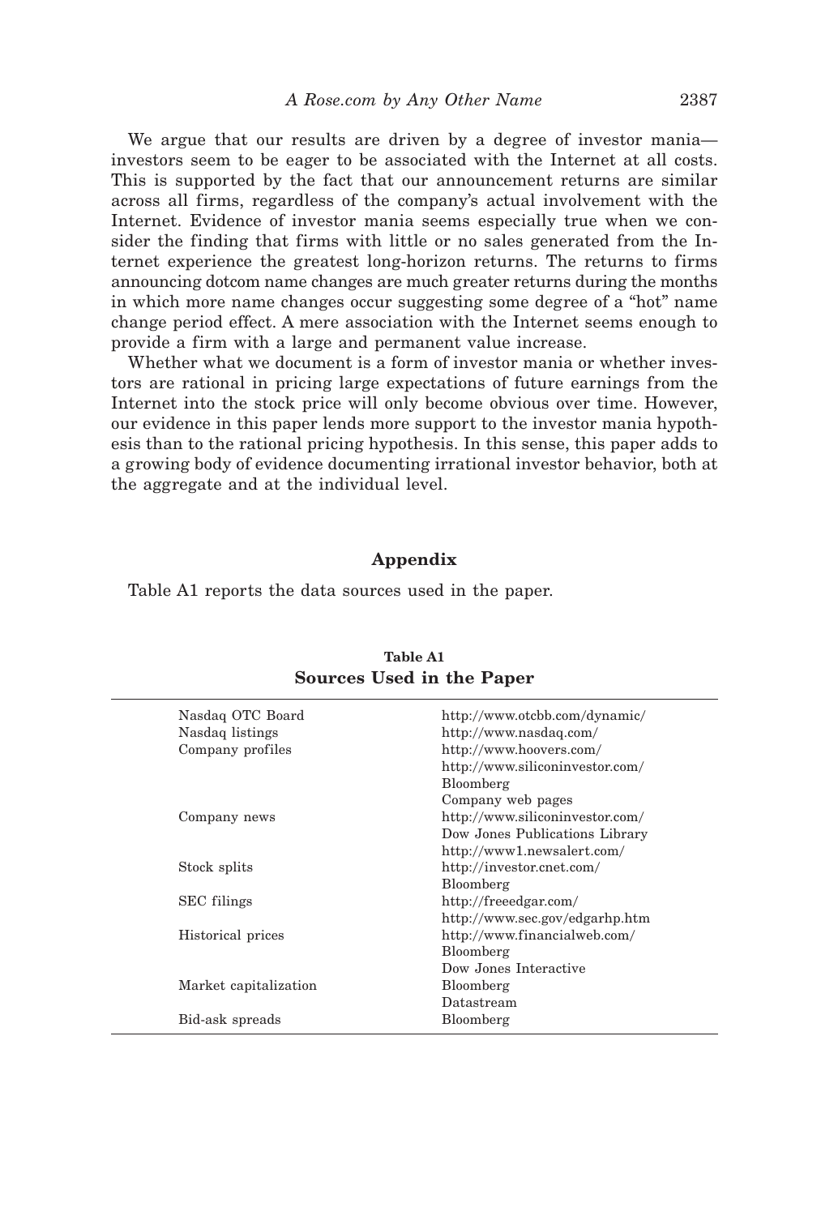We argue that our results are driven by a degree of investor mania—investors seem to be eager to be associated with the Internet at all costs. This is supported by the fact that our announcement returns are similar across all firms, regardless of the company's actual involvement with the Internet. Evidence of investor mania seems especially true when we consider the finding that firms with little or no sales generated from the Internet experience the greatest long-horizon returns. The returns to firms announcing dotcom name changes are much greater returns during the months in which more name changes occur suggesting some degree of a "hot" name change period effect. A mere association with the Internet seems enough to provide a firm with a large and permanent value increase.

Whether what we document is a form of investor mania or whether investors are rational in pricing large expectations of future earnings from the Internet into the stock price will only become obvious over time. However, our evidence in this paper lends more support to the investor mania hypothesis than to the rational pricing hypothesis. In this sense, this paper adds to a growing body of evidence documenting irrational investor behavior, both at the aggregate and at the individual level.

## Appendix

Table A1 reports the data sources used in the paper.

**Table A1**
**Sources Used in the Paper**

| | |
|---|---|
| Nasdaq OTC Board | http://www.otcbb.com/dynamic/ |
| Nasdaq listings | http://www.nasdaq.com/ |
| Company profiles | http://www.hoovers.com/ |
| | http://www.siliconinvestor.com/ |
| | Bloomberg |
| | Company web pages |
| Company news | http://www.siliconinvestor.com/ |
| | Dow Jones Publications Library |
| | http://www1.newsalert.com/ |
| Stock splits | http://investor.cnet.com/ |
| | Bloomberg |
| SEC filings | http://freeedgar.com/ |
| | http://www.sec.gov/edgarhp.htm |
| Historical prices | http://www.financialweb.com/ |
| | Bloomberg |
| | Dow Jones Interactive |
| Market capitalization | Bloomberg |
| | Datastream |
| Bid-ask spreads | Bloomberg |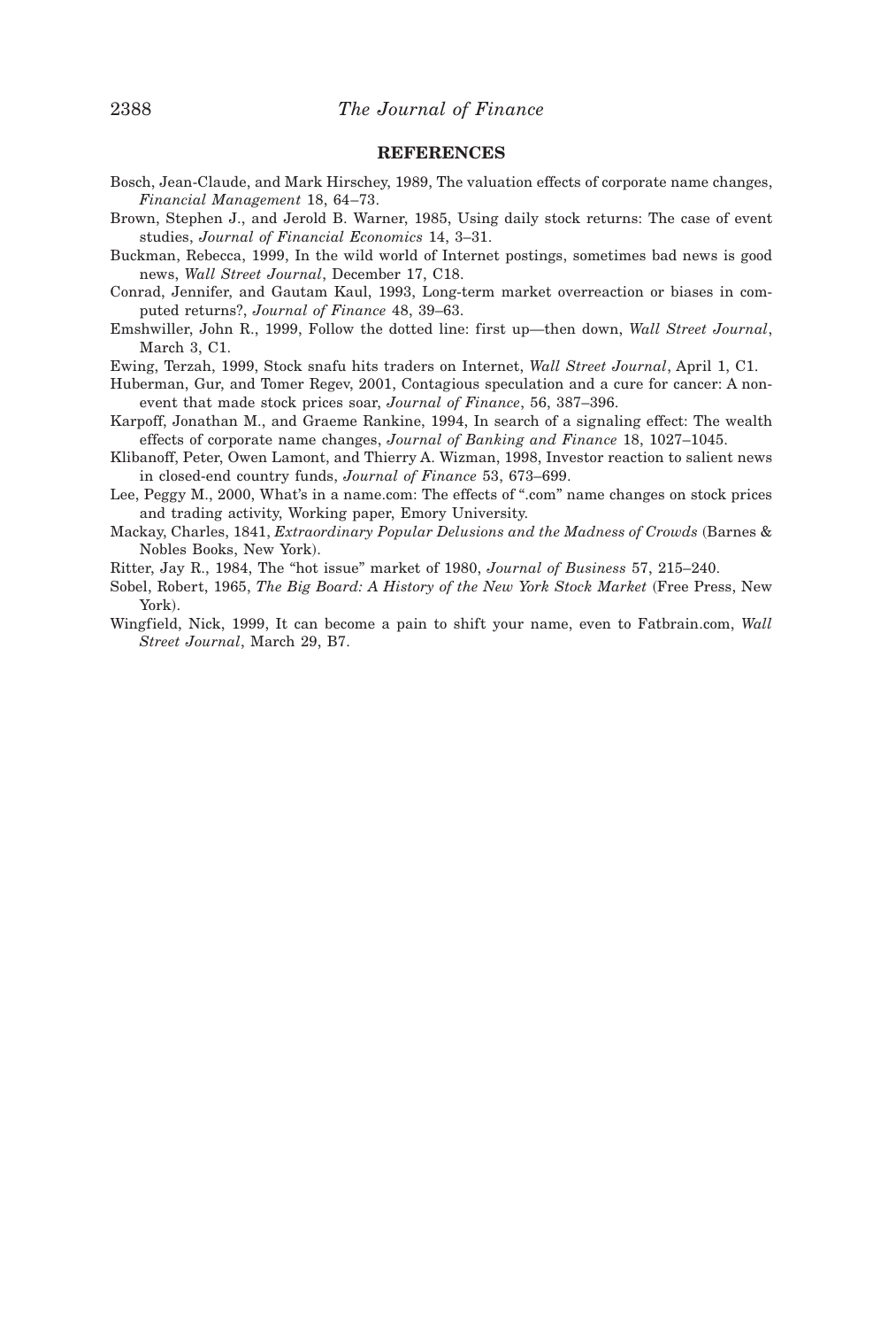## REFERENCES

Bosch, Jean-Claude, and Mark Hirschey, 1989, The valuation effects of corporate name changes, *Financial Management* 18, 64–73.

Brown, Stephen J., and Jerold B. Warner, 1985, Using daily stock returns: The case of event studies, *Journal of Financial Economics* 14, 3–31.

Buckman, Rebecca, 1999, In the wild world of Internet postings, sometimes bad news is good news, *Wall Street Journal*, December 17, C18.

Conrad, Jennifer, and Gautam Kaul, 1993, Long-term market overreaction or biases in computed returns?, *Journal of Finance* 48, 39–63.

Emshwiller, John R., 1999, Follow the dotted line: first up—then down, *Wall Street Journal*, March 3, C1.

Ewing, Terzah, 1999, Stock snafu hits traders on Internet, *Wall Street Journal*, April 1, C1.

Huberman, Gur, and Tomer Regev, 2001, Contagious speculation and a cure for cancer: A nonevent that made stock prices soar, *Journal of Finance*, 56, 387–396.

Karpoff, Jonathan M., and Graeme Rankine, 1994, In search of a signaling effect: The wealth effects of corporate name changes, *Journal of Banking and Finance* 18, 1027–1045.

Klibanoff, Peter, Owen Lamont, and Thierry A. Wizman, 1998, Investor reaction to salient news in closed-end country funds, *Journal of Finance* 53, 673–699.

Lee, Peggy M., 2000, What's in a name.com: The effects of ".com" name changes on stock prices and trading activity, Working paper, Emory University.

Mackay, Charles, 1841, *Extraordinary Popular Delusions and the Madness of Crowds* (Barnes & Nobles Books, New York).

Ritter, Jay R., 1984, The "hot issue" market of 1980, *Journal of Business* 57, 215–240.

Sobel, Robert, 1965, *The Big Board: A History of the New York Stock Market* (Free Press, New York).

Wingfield, Nick, 1999, It can become a pain to shift your name, even to Fatbrain.com, *Wall Street Journal*, March 29, B7.